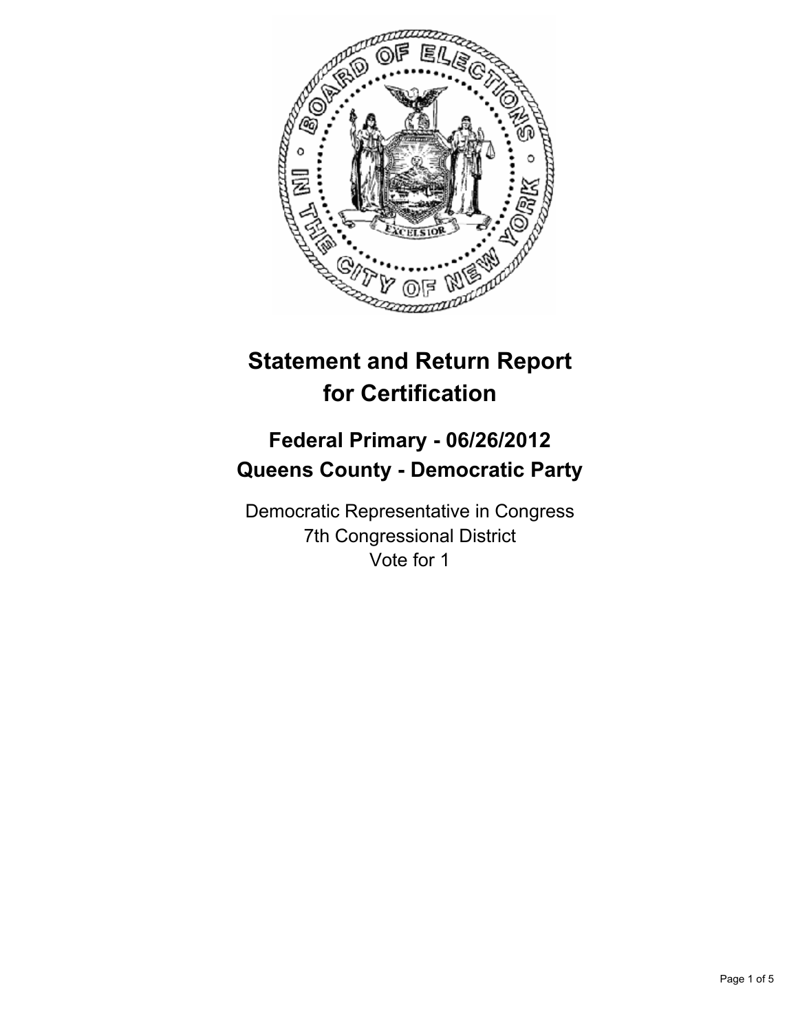# Statement and Return Report for Certification

## Federal Primary - 06/26/2012
## Queens County - Democratic Party

Democratic Representative in Congress
7th Congressional District
Vote for 1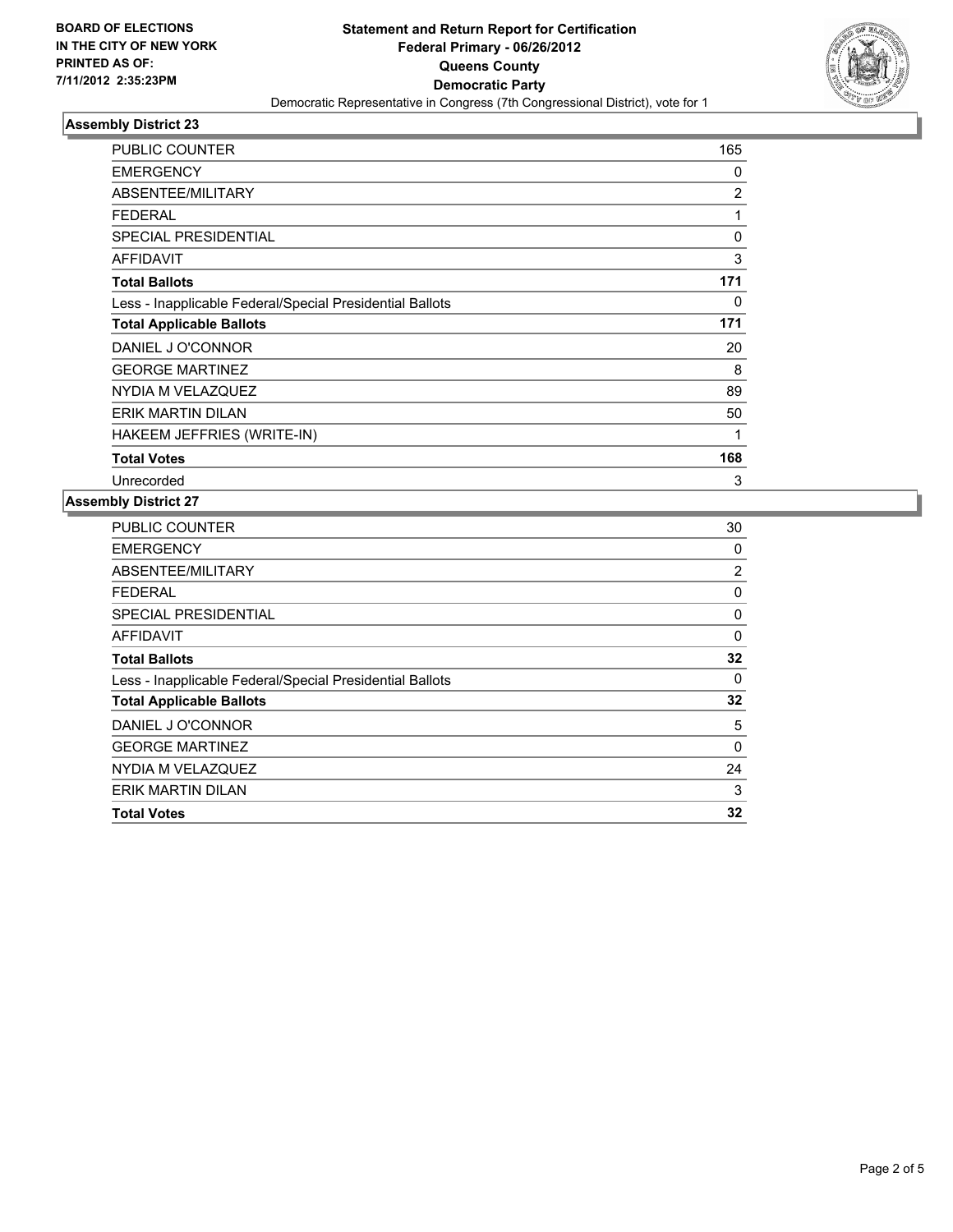**BOARD OF ELECTIONS**
**IN THE CITY OF NEW YORK**
**PRINTED AS OF:**
**7/11/2012 2:35:23PM**

**Statement and Return Report for Certification**
**Federal Primary - 06/26/2012**
**Queens County**
**Democratic Party**
Democratic Representative in Congress (7th Congressional District), vote for 1

### Assembly District 23

| | |
|---|---|
| PUBLIC COUNTER | 165 |
| EMERGENCY | 0 |
| ABSENTEE/MILITARY | 2 |
| FEDERAL | 1 |
| SPECIAL PRESIDENTIAL | 0 |
| AFFIDAVIT | 3 |
| **Total Ballots** | **171** |
| Less - Inapplicable Federal/Special Presidential Ballots | 0 |
| **Total Applicable Ballots** | **171** |
| DANIEL J O'CONNOR | 20 |
| GEORGE MARTINEZ | 8 |
| NYDIA M VELAZQUEZ | 89 |
| ERIK MARTIN DILAN | 50 |
| HAKEEM JEFFRIES (WRITE-IN) | 1 |
| **Total Votes** | **168** |
| Unrecorded | 3 |

### Assembly District 27

| | |
|---|---|
| PUBLIC COUNTER | 30 |
| EMERGENCY | 0 |
| ABSENTEE/MILITARY | 2 |
| FEDERAL | 0 |
| SPECIAL PRESIDENTIAL | 0 |
| AFFIDAVIT | 0 |
| **Total Ballots** | **32** |
| Less - Inapplicable Federal/Special Presidential Ballots | 0 |
| **Total Applicable Ballots** | **32** |
| DANIEL J O'CONNOR | 5 |
| GEORGE MARTINEZ | 0 |
| NYDIA M VELAZQUEZ | 24 |
| ERIK MARTIN DILAN | 3 |
| **Total Votes** | **32** |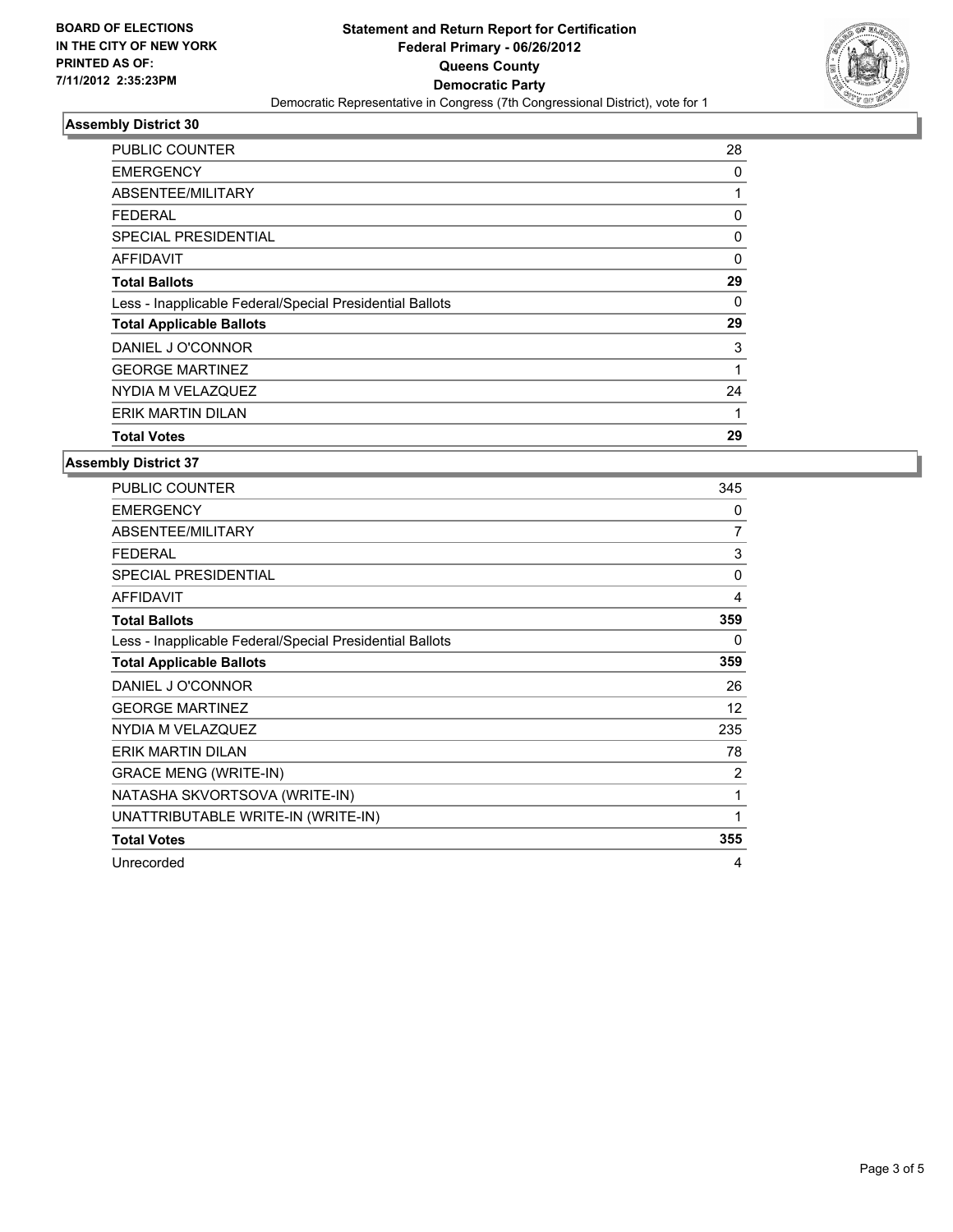**BOARD OF ELECTIONS IN THE CITY OF NEW YORK PRINTED AS OF: 7/11/2012 2:35:23PM**

# Statement and Return Report for Certification
## Federal Primary - 06/26/2012
## Queens County
## Democratic Party
Democratic Representative in Congress (7th Congressional District), vote for 1

### Assembly District 30

| | |
|---|---|
| PUBLIC COUNTER | 28 |
| EMERGENCY | 0 |
| ABSENTEE/MILITARY | 1 |
| FEDERAL | 0 |
| SPECIAL PRESIDENTIAL | 0 |
| AFFIDAVIT | 0 |
| **Total Ballots** | **29** |
| Less - Inapplicable Federal/Special Presidential Ballots | 0 |
| **Total Applicable Ballots** | **29** |
| DANIEL J O'CONNOR | 3 |
| GEORGE MARTINEZ | 1 |
| NYDIA M VELAZQUEZ | 24 |
| ERIK MARTIN DILAN | 1 |
| **Total Votes** | **29** |

### Assembly District 37

| | |
|---|---|
| PUBLIC COUNTER | 345 |
| EMERGENCY | 0 |
| ABSENTEE/MILITARY | 7 |
| FEDERAL | 3 |
| SPECIAL PRESIDENTIAL | 0 |
| AFFIDAVIT | 4 |
| **Total Ballots** | **359** |
| Less - Inapplicable Federal/Special Presidential Ballots | 0 |
| **Total Applicable Ballots** | **359** |
| DANIEL J O'CONNOR | 26 |
| GEORGE MARTINEZ | 12 |
| NYDIA M VELAZQUEZ | 235 |
| ERIK MARTIN DILAN | 78 |
| GRACE MENG (WRITE-IN) | 2 |
| NATASHA SKVORTSOVA (WRITE-IN) | 1 |
| UNATTRIBUTABLE WRITE-IN (WRITE-IN) | 1 |
| **Total Votes** | **355** |
| Unrecorded | 4 |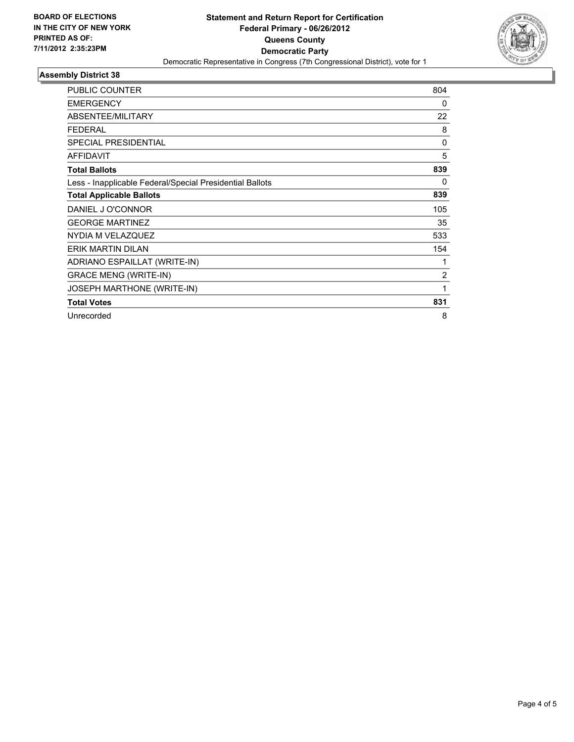**BOARD OF ELECTIONS IN THE CITY OF NEW YORK PRINTED AS OF: 7/11/2012 2:35:23PM**

**Statement and Return Report for Certification**
**Federal Primary - 06/26/2012**
**Queens County**
**Democratic Party**
Democratic Representative in Congress (7th Congressional District), vote for 1

## Assembly District 38

| | |
|---|---|
| PUBLIC COUNTER | 804 |
| EMERGENCY | 0 |
| ABSENTEE/MILITARY | 22 |
| FEDERAL | 8 |
| SPECIAL PRESIDENTIAL | 0 |
| AFFIDAVIT | 5 |
| **Total Ballots** | **839** |
| Less - Inapplicable Federal/Special Presidential Ballots | 0 |
| **Total Applicable Ballots** | **839** |
| DANIEL J O'CONNOR | 105 |
| GEORGE MARTINEZ | 35 |
| NYDIA M VELAZQUEZ | 533 |
| ERIK MARTIN DILAN | 154 |
| ADRIANO ESPAILLAT (WRITE-IN) | 1 |
| GRACE MENG (WRITE-IN) | 2 |
| JOSEPH MARTHONE (WRITE-IN) | 1 |
| **Total Votes** | **831** |
| Unrecorded | 8 |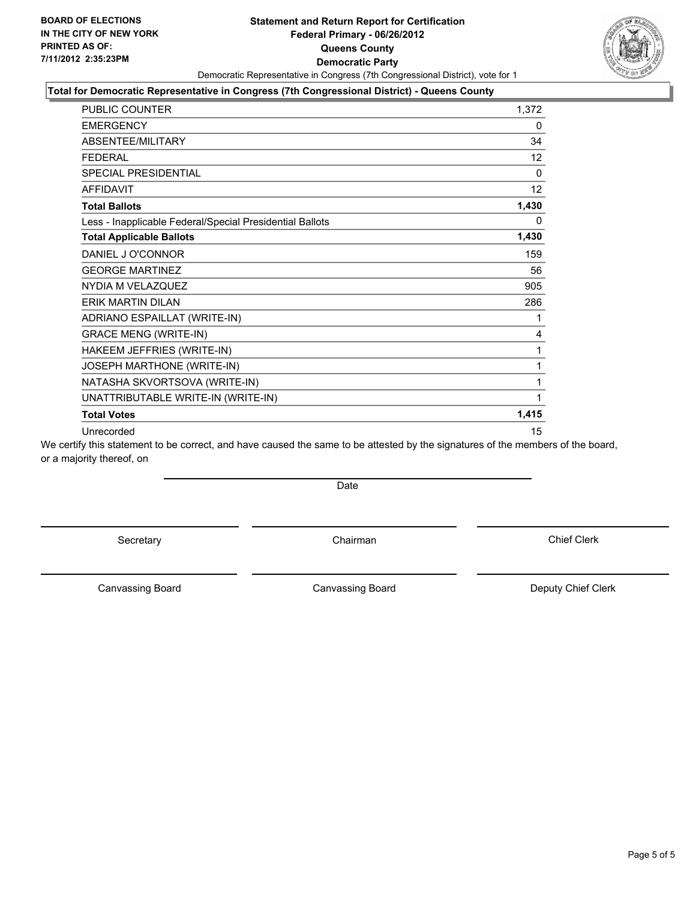**BOARD OF ELECTIONS IN THE CITY OF NEW YORK PRINTED AS OF: 7/11/2012 2:35:23PM**

**Statement and Return Report for Certification**
**Federal Primary - 06/26/2012**
**Queens County**
**Democratic Party**

Democratic Representative in Congress (7th Congressional District), vote for 1

**Total for Democratic Representative in Congress (7th Congressional District) - Queens County**

| | |
|---|---|
| PUBLIC COUNTER | 1,372 |
| EMERGENCY | 0 |
| ABSENTEE/MILITARY | 34 |
| FEDERAL | 12 |
| SPECIAL PRESIDENTIAL | 0 |
| AFFIDAVIT | 12 |
| **Total Ballots** | **1,430** |
| Less - Inapplicable Federal/Special Presidential Ballots | 0 |
| **Total Applicable Ballots** | **1,430** |
| DANIEL J O'CONNOR | 159 |
| GEORGE MARTINEZ | 56 |
| NYDIA M VELAZQUEZ | 905 |
| ERIK MARTIN DILAN | 286 |
| ADRIANO ESPAILLAT (WRITE-IN) | 1 |
| GRACE MENG (WRITE-IN) | 4 |
| HAKEEM JEFFRIES (WRITE-IN) | 1 |
| JOSEPH MARTHONE (WRITE-IN) | 1 |
| NATASHA SKVORTSOVA (WRITE-IN) | 1 |
| UNATTRIBUTABLE WRITE-IN (WRITE-IN) | 1 |
| **Total Votes** | **1,415** |
| Unrecorded | 15 |

We certify this statement to be correct, and have caused the same to be attested by the signatures of the members of the board, or a majority thereof, on

Date

Secretary

Chairman

Chief Clerk

Canvassing Board

Canvassing Board

Deputy Chief Clerk